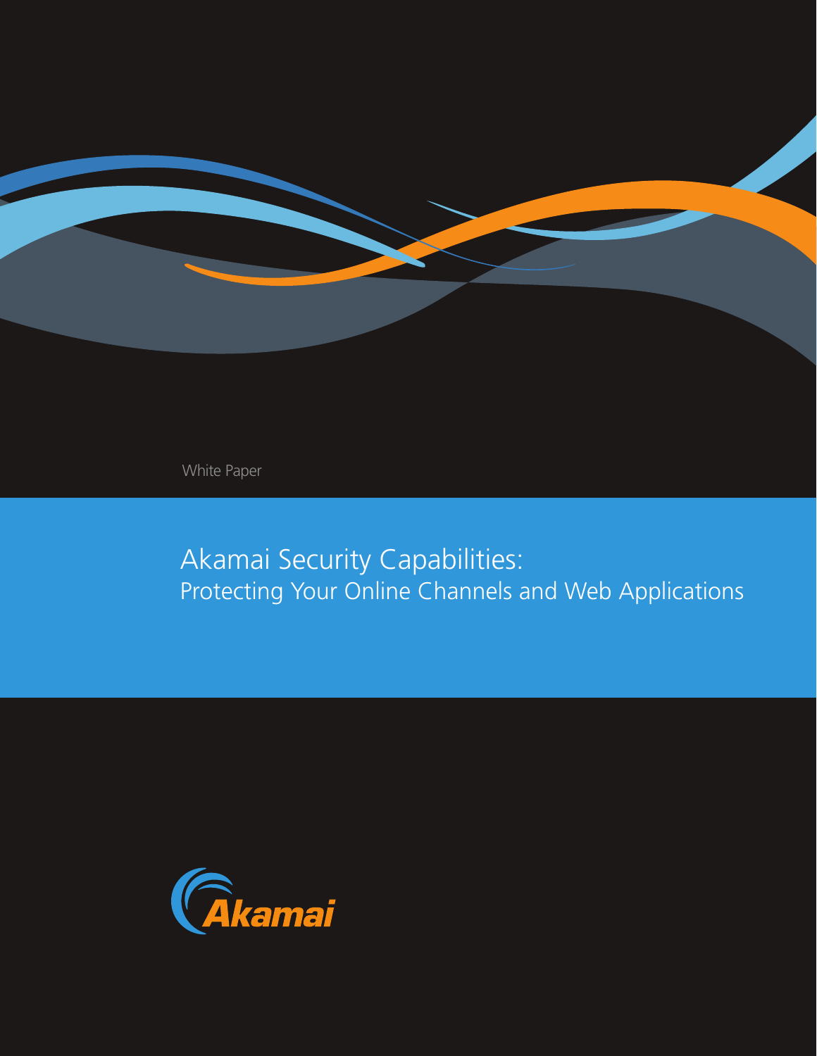White Paper

# Akamai Security Capabilities:
## Protecting Your Online Channels and Web Applications

Akamai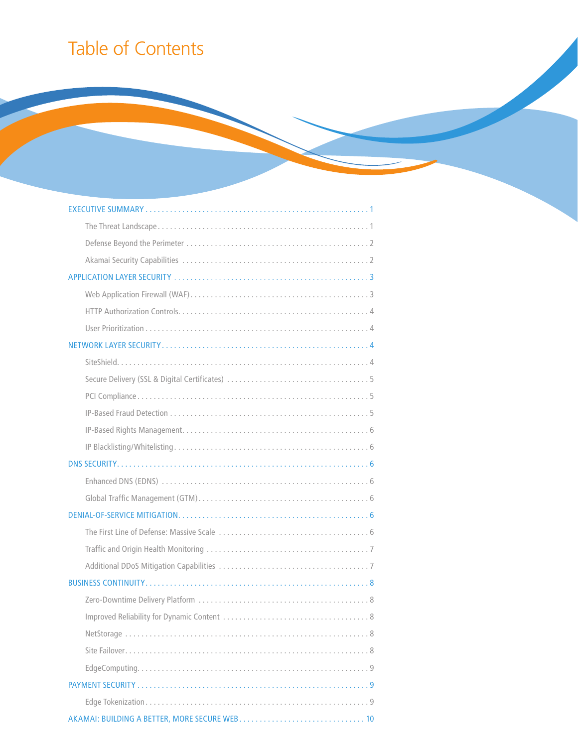# Table of Contents

- EXECUTIVE SUMMARY ........ 1
  - The Threat Landscape ........ 1
  - Defense Beyond the Perimeter ........ 2
  - Akamai Security Capabilities ........ 2
- APPLICATION LAYER SECURITY ........ 3
  - Web Application Firewall (WAF) ........ 3
  - HTTP Authorization Controls ........ 4
  - User Prioritization ........ 4
- NETWORK LAYER SECURITY ........ 4
  - SiteShield ........ 4
  - Secure Delivery (SSL & Digital Certificates) ........ 5
  - PCI Compliance ........ 5
  - IP-Based Fraud Detection ........ 5
  - IP-Based Rights Management ........ 6
  - IP Blacklisting/Whitelisting ........ 6
- DNS SECURITY ........ 6
  - Enhanced DNS (EDNS) ........ 6
  - Global Traffic Management (GTM) ........ 6
- DENIAL-OF-SERVICE MITIGATION ........ 6
  - The First Line of Defense: Massive Scale ........ 6
  - Traffic and Origin Health Monitoring ........ 7
  - Additional DDoS Mitigation Capabilities ........ 7
- BUSINESS CONTINUITY ........ 8
  - Zero-Downtime Delivery Platform ........ 8
  - Improved Reliability for Dynamic Content ........ 8
  - NetStorage ........ 8
  - Site Failover ........ 8
  - EdgeComputing ........ 9
- PAYMENT SECURITY ........ 9
  - Edge Tokenization ........ 9
- AKAMAI: BUILDING A BETTER, MORE SECURE WEB ........ 10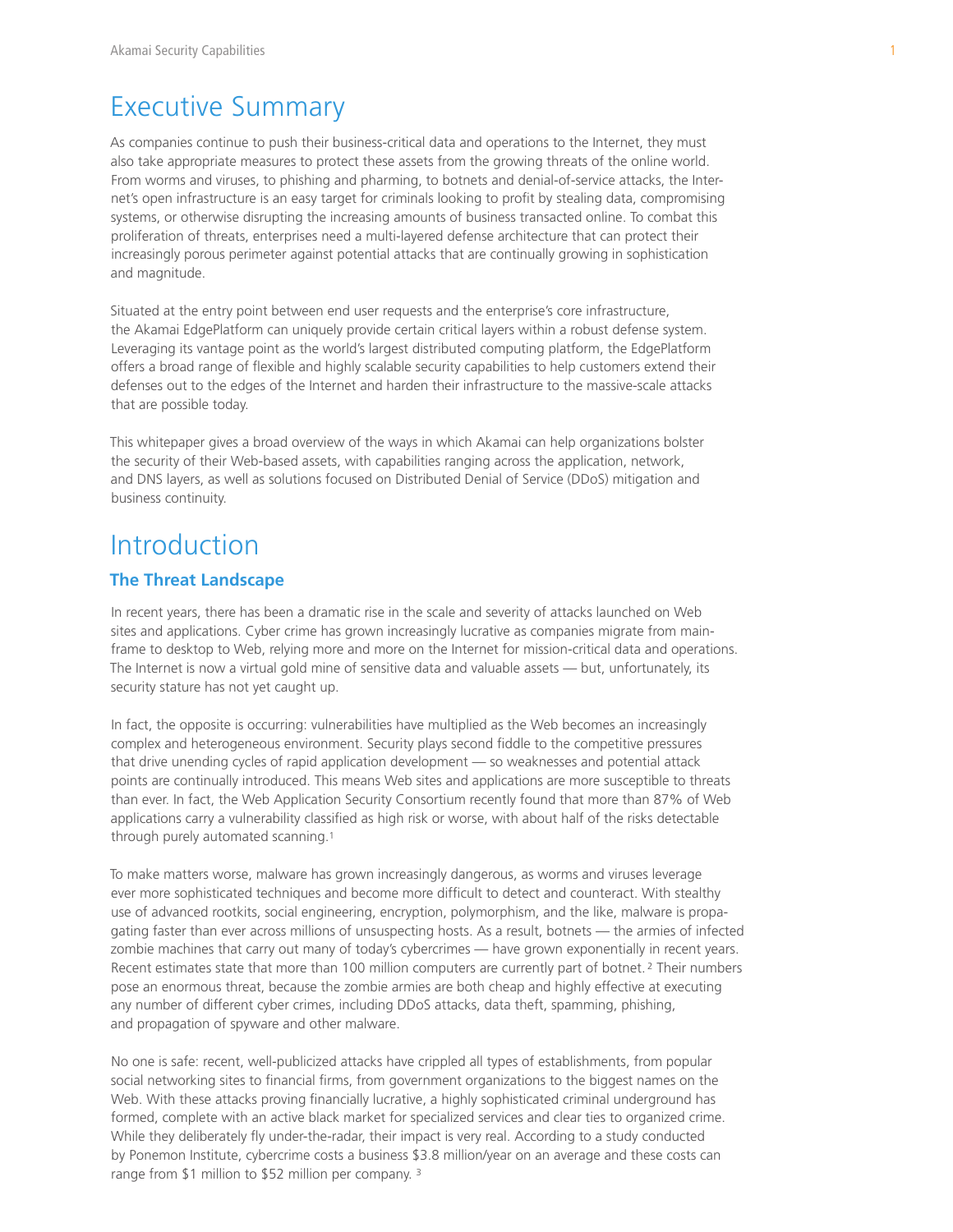# Executive Summary

As companies continue to push their business-critical data and operations to the Internet, they must also take appropriate measures to protect these assets from the growing threats of the online world. From worms and viruses, to phishing and pharming, to botnets and denial-of-service attacks, the Internet's open infrastructure is an easy target for criminals looking to profit by stealing data, compromising systems, or otherwise disrupting the increasing amounts of business transacted online. To combat this proliferation of threats, enterprises need a multi-layered defense architecture that can protect their increasingly porous perimeter against potential attacks that are continually growing in sophistication and magnitude.

Situated at the entry point between end user requests and the enterprise's core infrastructure, the Akamai EdgePlatform can uniquely provide certain critical layers within a robust defense system. Leveraging its vantage point as the world's largest distributed computing platform, the EdgePlatform offers a broad range of flexible and highly scalable security capabilities to help customers extend their defenses out to the edges of the Internet and harden their infrastructure to the massive-scale attacks that are possible today.

This whitepaper gives a broad overview of the ways in which Akamai can help organizations bolster the security of their Web-based assets, with capabilities ranging across the application, network, and DNS layers, as well as solutions focused on Distributed Denial of Service (DDoS) mitigation and business continuity.

# Introduction

## The Threat Landscape

In recent years, there has been a dramatic rise in the scale and severity of attacks launched on Web sites and applications. Cyber crime has grown increasingly lucrative as companies migrate from mainframe to desktop to Web, relying more and more on the Internet for mission-critical data and operations. The Internet is now a virtual gold mine of sensitive data and valuable assets — but, unfortunately, its security stature has not yet caught up.

In fact, the opposite is occurring: vulnerabilities have multiplied as the Web becomes an increasingly complex and heterogeneous environment. Security plays second fiddle to the competitive pressures that drive unending cycles of rapid application development — so weaknesses and potential attack points are continually introduced. This means Web sites and applications are more susceptible to threats than ever. In fact, the Web Application Security Consortium recently found that more than 87% of Web applications carry a vulnerability classified as high risk or worse, with about half of the risks detectable through purely automated scanning.[1]

To make matters worse, malware has grown increasingly dangerous, as worms and viruses leverage ever more sophisticated techniques and become more difficult to detect and counteract. With stealthy use of advanced rootkits, social engineering, encryption, polymorphism, and the like, malware is propagating faster than ever across millions of unsuspecting hosts. As a result, botnets — the armies of infected zombie machines that carry out many of today's cybercrimes — have grown exponentially in recent years. Recent estimates state that more than 100 million computers are currently part of botnet.[2] Their numbers pose an enormous threat, because the zombie armies are both cheap and highly effective at executing any number of different cyber crimes, including DDoS attacks, data theft, spamming, phishing, and propagation of spyware and other malware.

No one is safe: recent, well-publicized attacks have crippled all types of establishments, from popular social networking sites to financial firms, from government organizations to the biggest names on the Web. With these attacks proving financially lucrative, a highly sophisticated criminal underground has formed, complete with an active black market for specialized services and clear ties to organized crime. While they deliberately fly under-the-radar, their impact is very real. According to a study conducted by Ponemon Institute, cybercrime costs a business $3.8 million/year on an average and these costs can range from $1 million to $52 million per company.[3]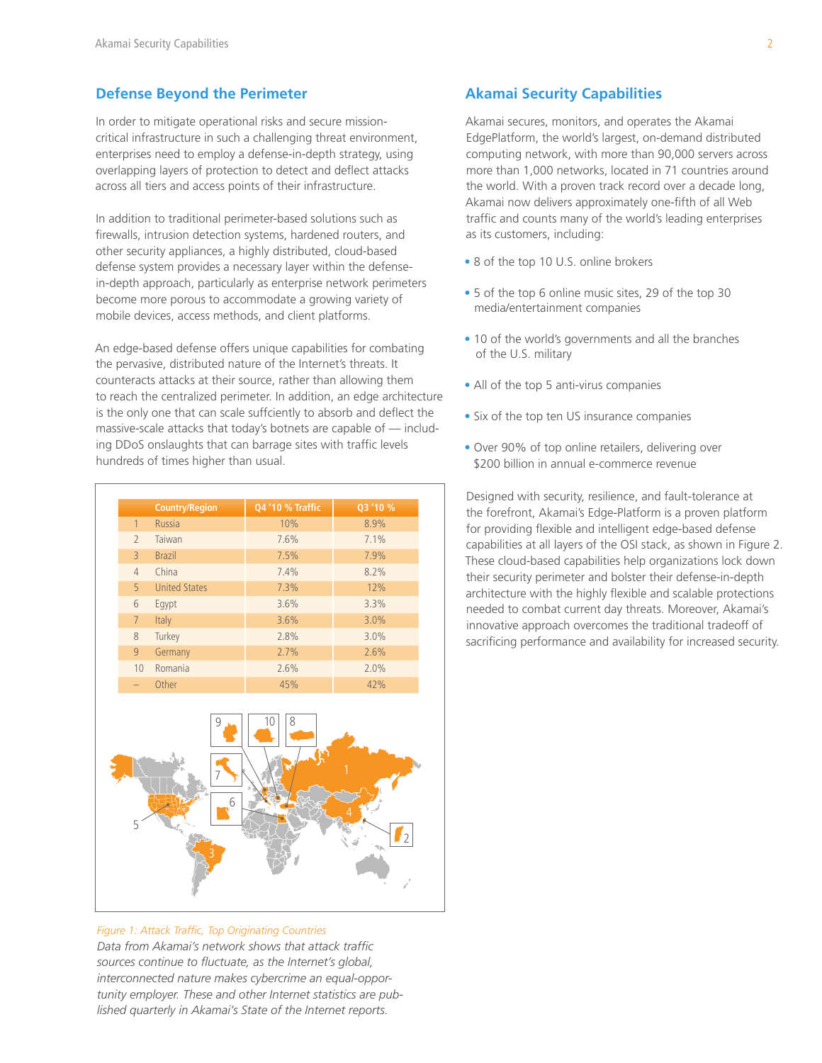## Defense Beyond the Perimeter

In order to mitigate operational risks and secure mission-critical infrastructure in such a challenging threat environment, enterprises need to employ a defense-in-depth strategy, using overlapping layers of protection to detect and deflect attacks across all tiers and access points of their infrastructure.

In addition to traditional perimeter-based solutions such as firewalls, intrusion detection systems, hardened routers, and other security appliances, a highly distributed, cloud-based defense system provides a necessary layer within the defense-in-depth approach, particularly as enterprise network perimeters become more porous to accommodate a growing variety of mobile devices, access methods, and client platforms.

An edge-based defense offers unique capabilities for combating the pervasive, distributed nature of the Internet's threats. It counteracts attacks at their source, rather than allowing them to reach the centralized perimeter. In addition, an edge architecture is the only one that can scale suffciently to absorb and deflect the massive-scale attacks that today's botnets are capable of — including DDoS onslaughts that can barrage sites with traffic levels hundreds of times higher than usual.

| | Country/Region | Q4 '10 % Traffic | Q3 '10 % |
|---|---|---|---|
| 1 | Russia | 10% | 8.9% |
| 2 | Taiwan | 7.6% | 7.1% |
| 3 | Brazil | 7.5% | 7.9% |
| 4 | China | 7.4% | 8.2% |
| 5 | United States | 7.3% | 12% |
| 6 | Egypt | 3.6% | 3.3% |
| 7 | Italy | 3.6% | 3.0% |
| 8 | Turkey | 2.8% | 3.0% |
| 9 | Germany | 2.7% | 2.6% |
| 10 | Romania | 2.6% | 2.0% |
| – | Other | 45% | 42% |

*Figure 1: Attack Traffic, Top Originating Countries*

*Data from Akamai's network shows that attack traffic sources continue to fluctuate, as the Internet's global, interconnected nature makes cybercrime an equal-opportunity employer. These and other Internet statistics are published quarterly in Akamai's State of the Internet reports.*

## Akamai Security Capabilities

Akamai secures, monitors, and operates the Akamai EdgePlatform, the world's largest, on-demand distributed computing network, with more than 90,000 servers across more than 1,000 networks, located in 71 countries around the world. With a proven track record over a decade long, Akamai now delivers approximately one-fifth of all Web traffic and counts many of the world's leading enterprises as its customers, including:

- 8 of the top 10 U.S. online brokers
- 5 of the top 6 online music sites, 29 of the top 30 media/entertainment companies
- 10 of the world's governments and all the branches of the U.S. military
- All of the top 5 anti-virus companies
- Six of the top ten US insurance companies
- Over 90% of top online retailers, delivering over $200 billion in annual e-commerce revenue

Designed with security, resilience, and fault-tolerance at the forefront, Akamai's Edge-Platform is a proven platform for providing flexible and intelligent edge-based defense capabilities at all layers of the OSI stack, as shown in Figure 2. These cloud-based capabilities help organizations lock down their security perimeter and bolster their defense-in-depth architecture with the highly flexible and scalable protections needed to combat current day threats. Moreover, Akamai's innovative approach overcomes the traditional tradeoff of sacrificing performance and availability for increased security.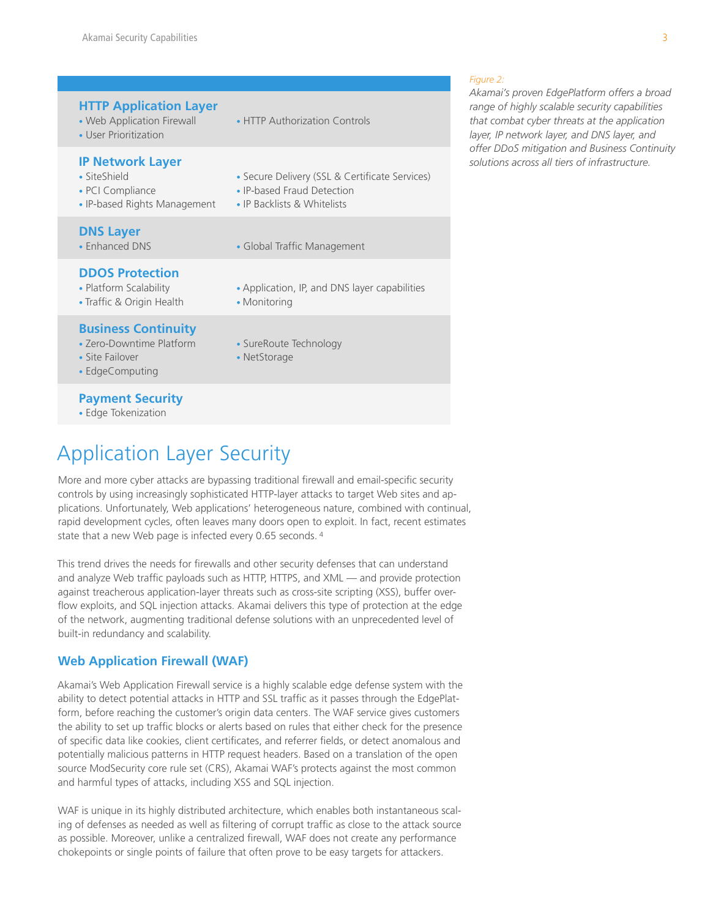### HTTP Application Layer

- Web Application Firewall
- User Prioritization
- HTTP Authorization Controls

### IP Network Layer

- SiteShield
- PCI Compliance
- IP-based Rights Management
- Secure Delivery (SSL & Certificate Services)
- IP-based Fraud Detection
- IP Backlists & Whitelists

### DNS Layer

- Enhanced DNS
- Global Traffic Management

### DDOS Protection

- Platform Scalability
- Traffic & Origin Health
- Application, IP, and DNS layer capabilities
- Monitoring

### Business Continuity

- Zero-Downtime Platform
- Site Failover
- EdgeComputing
- SureRoute Technology
- NetStorage

### Payment Security

- Edge Tokenization

*Figure 2:*
*Akamai's proven EdgePlatform offers a broad range of highly scalable security capabilities that combat cyber threats at the application layer, IP network layer, and DNS layer, and offer DDoS mitigation and Business Continuity solutions across all tiers of infrastructure.*

# Application Layer Security

More and more cyber attacks are bypassing traditional firewall and email-specific security controls by using increasingly sophisticated HTTP-layer attacks to target Web sites and applications. Unfortunately, Web applications' heterogeneous nature, combined with continual, rapid development cycles, often leaves many doors open to exploit. In fact, recent estimates state that a new Web page is infected every 0.65 seconds. [4]

This trend drives the needs for firewalls and other security defenses that can understand and analyze Web traffic payloads such as HTTP, HTTPS, and XML — and provide protection against treacherous application-layer threats such as cross-site scripting (XSS), buffer overflow exploits, and SQL injection attacks. Akamai delivers this type of protection at the edge of the network, augmenting traditional defense solutions with an unprecedented level of built-in redundancy and scalability.

## Web Application Firewall (WAF)

Akamai's Web Application Firewall service is a highly scalable edge defense system with the ability to detect potential attacks in HTTP and SSL traffic as it passes through the EdgePlatform, before reaching the customer's origin data centers. The WAF service gives customers the ability to set up traffic blocks or alerts based on rules that either check for the presence of specific data like cookies, client certificates, and referrer fields, or detect anomalous and potentially malicious patterns in HTTP request headers. Based on a translation of the open source ModSecurity core rule set (CRS), Akamai WAF's protects against the most common and harmful types of attacks, including XSS and SQL injection.

WAF is unique in its highly distributed architecture, which enables both instantaneous scaling of defenses as needed as well as filtering of corrupt traffic as close to the attack source as possible. Moreover, unlike a centralized firewall, WAF does not create any performance chokepoints or single points of failure that often prove to be easy targets for attackers.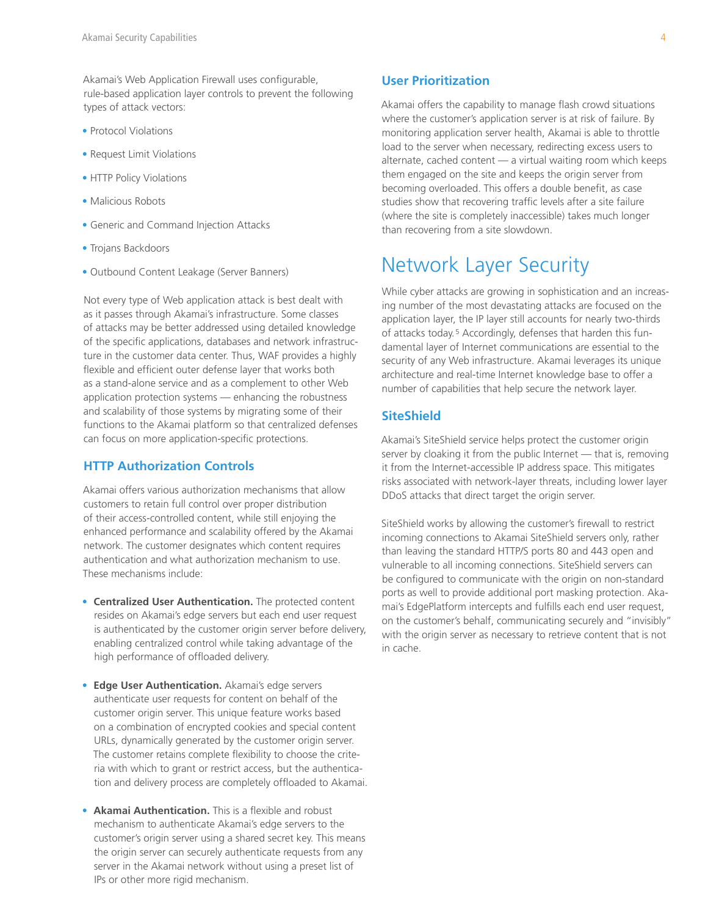Akamai's Web Application Firewall uses configurable, rule-based application layer controls to prevent the following types of attack vectors:

- Protocol Violations
- Request Limit Violations
- HTTP Policy Violations
- Malicious Robots
- Generic and Command Injection Attacks
- Trojans Backdoors
- Outbound Content Leakage (Server Banners)

Not every type of Web application attack is best dealt with as it passes through Akamai's infrastructure. Some classes of attacks may be better addressed using detailed knowledge of the specific applications, databases and network infrastructure in the customer data center. Thus, WAF provides a highly flexible and efficient outer defense layer that works both as a stand-alone service and as a complement to other Web application protection systems — enhancing the robustness and scalability of those systems by migrating some of their functions to the Akamai platform so that centralized defenses can focus on more application-specific protections.

### HTTP Authorization Controls

Akamai offers various authorization mechanisms that allow customers to retain full control over proper distribution of their access-controlled content, while still enjoying the enhanced performance and scalability offered by the Akamai network. The customer designates which content requires authentication and what authorization mechanism to use. These mechanisms include:

- **Centralized User Authentication.** The protected content resides on Akamai's edge servers but each end user request is authenticated by the customer origin server before delivery, enabling centralized control while taking advantage of the high performance of offloaded delivery.
- **Edge User Authentication.** Akamai's edge servers authenticate user requests for content on behalf of the customer origin server. This unique feature works based on a combination of encrypted cookies and special content URLs, dynamically generated by the customer origin server. The customer retains complete flexibility to choose the criteria with which to grant or restrict access, but the authentication and delivery process are completely offloaded to Akamai.
- **Akamai Authentication.** This is a flexible and robust mechanism to authenticate Akamai's edge servers to the customer's origin server using a shared secret key. This means the origin server can securely authenticate requests from any server in the Akamai network without using a preset list of IPs or other more rigid mechanism.

### User Prioritization

Akamai offers the capability to manage flash crowd situations where the customer's application server is at risk of failure. By monitoring application server health, Akamai is able to throttle load to the server when necessary, redirecting excess users to alternate, cached content — a virtual waiting room which keeps them engaged on the site and keeps the origin server from becoming overloaded. This offers a double benefit, as case studies show that recovering traffic levels after a site failure (where the site is completely inaccessible) takes much longer than recovering from a site slowdown.

## Network Layer Security

While cyber attacks are growing in sophistication and an increasing number of the most devastating attacks are focused on the application layer, the IP layer still accounts for nearly two-thirds of attacks today.[5] Accordingly, defenses that harden this fundamental layer of Internet communications are essential to the security of any Web infrastructure. Akamai leverages its unique architecture and real-time Internet knowledge base to offer a number of capabilities that help secure the network layer.

### SiteShield

Akamai's SiteShield service helps protect the customer origin server by cloaking it from the public Internet — that is, removing it from the Internet-accessible IP address space. This mitigates risks associated with network-layer threats, including lower layer DDoS attacks that direct target the origin server.

SiteShield works by allowing the customer's firewall to restrict incoming connections to Akamai SiteShield servers only, rather than leaving the standard HTTP/S ports 80 and 443 open and vulnerable to all incoming connections. SiteShield servers can be configured to communicate with the origin on non-standard ports as well to provide additional port masking protection. Akamai's EdgePlatform intercepts and fulfills each end user request, on the customer's behalf, communicating securely and "invisibly" with the origin server as necessary to retrieve content that is not in cache.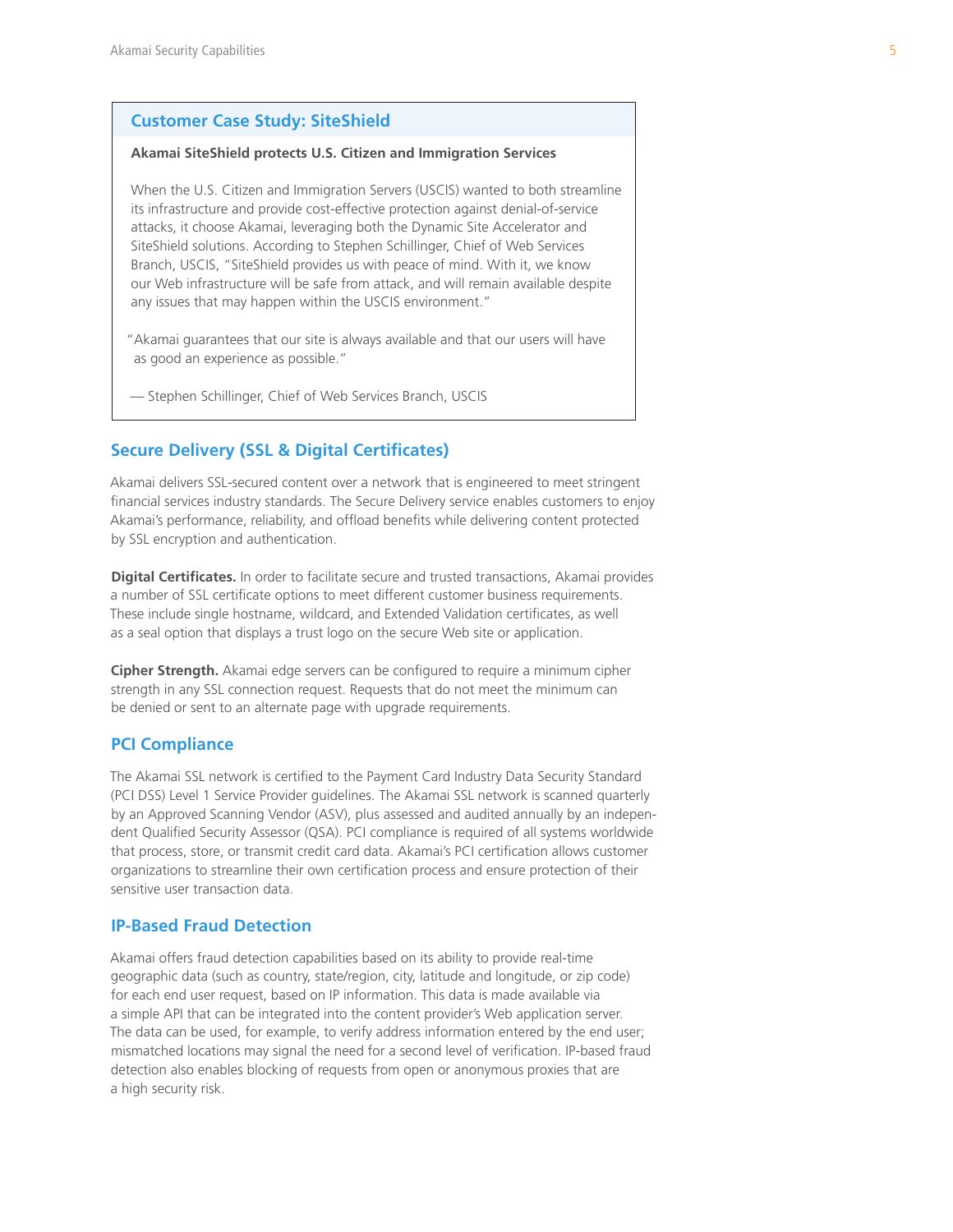### Customer Case Study: SiteShield

**Akamai SiteShield protects U.S. Citizen and Immigration Services**

When the U.S. Citizen and Immigration Servers (USCIS) wanted to both streamline its infrastructure and provide cost-effective protection against denial-of-service attacks, it choose Akamai, leveraging both the Dynamic Site Accelerator and SiteShield solutions. According to Stephen Schillinger, Chief of Web Services Branch, USCIS, "SiteShield provides us with peace of mind. With it, we know our Web infrastructure will be safe from attack, and will remain available despite any issues that may happen within the USCIS environment."

"Akamai guarantees that our site is always available and that our users will have as good an experience as possible."

— Stephen Schillinger, Chief of Web Services Branch, USCIS

## Secure Delivery (SSL & Digital Certificates)

Akamai delivers SSL-secured content over a network that is engineered to meet stringent financial services industry standards. The Secure Delivery service enables customers to enjoy Akamai's performance, reliability, and offload benefits while delivering content protected by SSL encryption and authentication.

**Digital Certificates.** In order to facilitate secure and trusted transactions, Akamai provides a number of SSL certificate options to meet different customer business requirements. These include single hostname, wildcard, and Extended Validation certificates, as well as a seal option that displays a trust logo on the secure Web site or application.

**Cipher Strength.** Akamai edge servers can be configured to require a minimum cipher strength in any SSL connection request. Requests that do not meet the minimum can be denied or sent to an alternate page with upgrade requirements.

## PCI Compliance

The Akamai SSL network is certified to the Payment Card Industry Data Security Standard (PCI DSS) Level 1 Service Provider guidelines. The Akamai SSL network is scanned quarterly by an Approved Scanning Vendor (ASV), plus assessed and audited annually by an independent Qualified Security Assessor (QSA). PCI compliance is required of all systems worldwide that process, store, or transmit credit card data. Akamai's PCI certification allows customer organizations to streamline their own certification process and ensure protection of their sensitive user transaction data.

## IP-Based Fraud Detection

Akamai offers fraud detection capabilities based on its ability to provide real-time geographic data (such as country, state/region, city, latitude and longitude, or zip code) for each end user request, based on IP information. This data is made available via a simple API that can be integrated into the content provider's Web application server. The data can be used, for example, to verify address information entered by the end user; mismatched locations may signal the need for a second level of verification. IP-based fraud detection also enables blocking of requests from open or anonymous proxies that are a high security risk.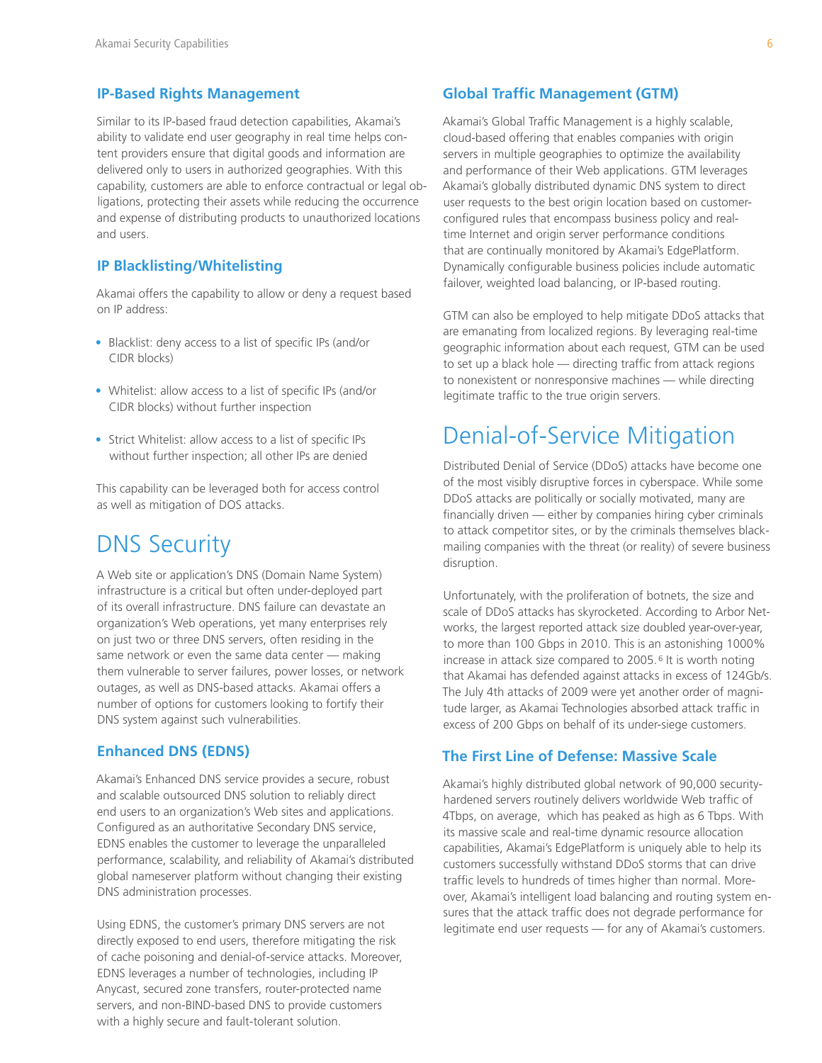### IP-Based Rights Management

Similar to its IP-based fraud detection capabilities, Akamai's ability to validate end user geography in real time helps content providers ensure that digital goods and information are delivered only to users in authorized geographies. With this capability, customers are able to enforce contractual or legal obligations, protecting their assets while reducing the occurrence and expense of distributing products to unauthorized locations and users.

### IP Blacklisting/Whitelisting

Akamai offers the capability to allow or deny a request based on IP address:

- Blacklist: deny access to a list of specific IPs (and/or CIDR blocks)
- Whitelist: allow access to a list of specific IPs (and/or CIDR blocks) without further inspection
- Strict Whitelist: allow access to a list of specific IPs without further inspection; all other IPs are denied

This capability can be leveraged both for access control as well as mitigation of DOS attacks.

## DNS Security

A Web site or application's DNS (Domain Name System) infrastructure is a critical but often under-deployed part of its overall infrastructure. DNS failure can devastate an organization's Web operations, yet many enterprises rely on just two or three DNS servers, often residing in the same network or even the same data center — making them vulnerable to server failures, power losses, or network outages, as well as DNS-based attacks. Akamai offers a number of options for customers looking to fortify their DNS system against such vulnerabilities.

### Enhanced DNS (EDNS)

Akamai's Enhanced DNS service provides a secure, robust and scalable outsourced DNS solution to reliably direct end users to an organization's Web sites and applications. Configured as an authoritative Secondary DNS service, EDNS enables the customer to leverage the unparalleled performance, scalability, and reliability of Akamai's distributed global nameserver platform without changing their existing DNS administration processes.

Using EDNS, the customer's primary DNS servers are not directly exposed to end users, therefore mitigating the risk of cache poisoning and denial-of-service attacks. Moreover, EDNS leverages a number of technologies, including IP Anycast, secured zone transfers, router-protected name servers, and non-BIND-based DNS to provide customers with a highly secure and fault-tolerant solution.

### Global Traffic Management (GTM)

Akamai's Global Traffic Management is a highly scalable, cloud-based offering that enables companies with origin servers in multiple geographies to optimize the availability and performance of their Web applications. GTM leverages Akamai's globally distributed dynamic DNS system to direct user requests to the best origin location based on customer-configured rules that encompass business policy and real-time Internet and origin server performance conditions that are continually monitored by Akamai's EdgePlatform. Dynamically configurable business policies include automatic failover, weighted load balancing, or IP-based routing.

GTM can also be employed to help mitigate DDoS attacks that are emanating from localized regions. By leveraging real-time geographic information about each request, GTM can be used to set up a black hole — directing traffic from attack regions to nonexistent or nonresponsive machines — while directing legitimate traffic to the true origin servers.

## Denial-of-Service Mitigation

Distributed Denial of Service (DDoS) attacks have become one of the most visibly disruptive forces in cyberspace. While some DDoS attacks are politically or socially motivated, many are financially driven — either by companies hiring cyber criminals to attack competitor sites, or by the criminals themselves blackmailing companies with the threat (or reality) of severe business disruption.

Unfortunately, with the proliferation of botnets, the size and scale of DDoS attacks has skyrocketed. According to Arbor Networks, the largest reported attack size doubled year-over-year, to more than 100 Gbps in 2010. This is an astonishing 1000% increase in attack size compared to 2005.[6] It is worth noting that Akamai has defended against attacks in excess of 124Gb/s. The July 4th attacks of 2009 were yet another order of magnitude larger, as Akamai Technologies absorbed attack traffic in excess of 200 Gbps on behalf of its under-siege customers.

### The First Line of Defense: Massive Scale

Akamai's highly distributed global network of 90,000 security-hardened servers routinely delivers worldwide Web traffic of 4Tbps, on average, which has peaked as high as 6 Tbps. With its massive scale and real-time dynamic resource allocation capabilities, Akamai's EdgePlatform is uniquely able to help its customers successfully withstand DDoS storms that can drive traffic levels to hundreds of times higher than normal. Moreover, Akamai's intelligent load balancing and routing system ensures that the attack traffic does not degrade performance for legitimate end user requests — for any of Akamai's customers.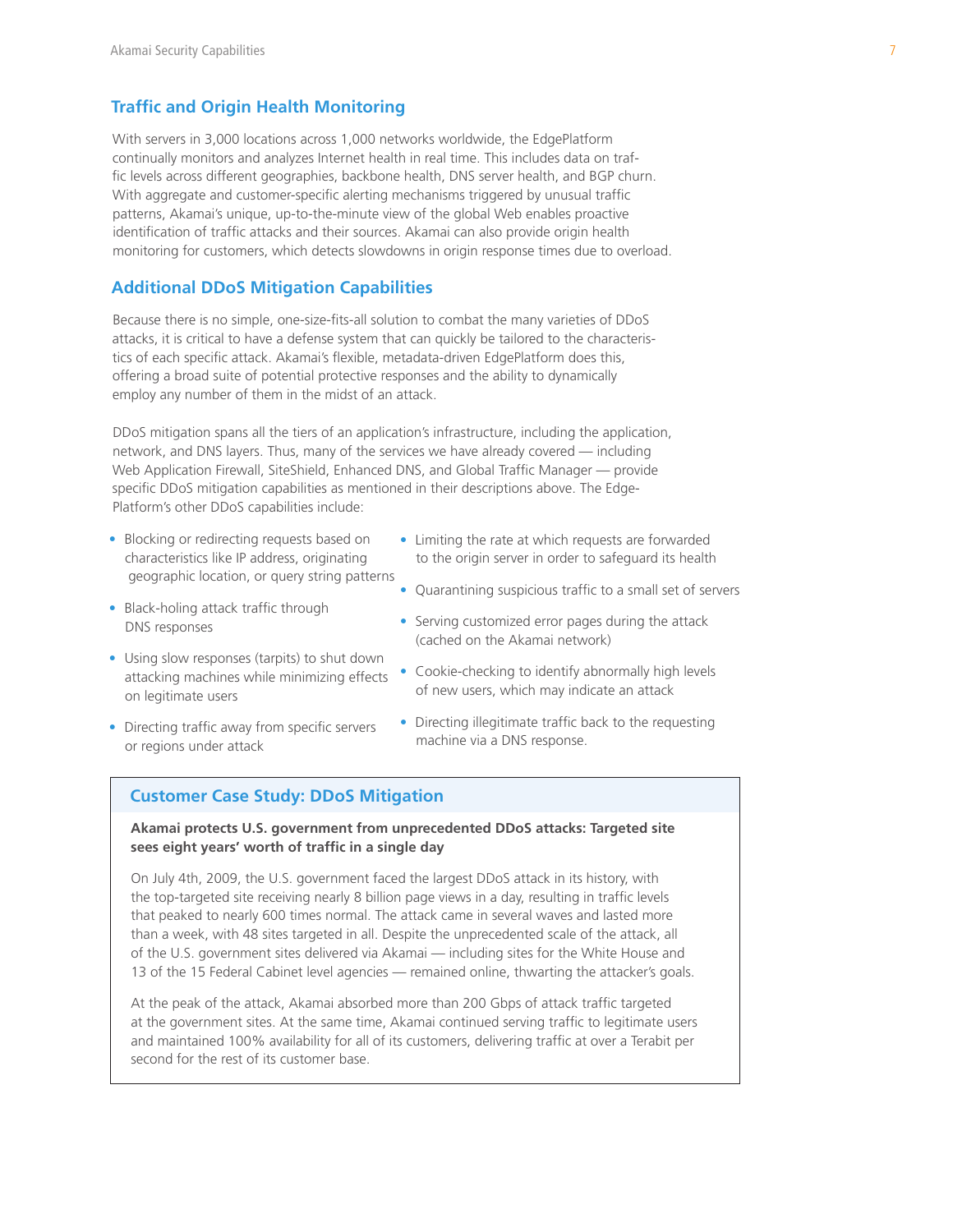## Traffic and Origin Health Monitoring

With servers in 3,000 locations across 1,000 networks worldwide, the EdgePlatform continually monitors and analyzes Internet health in real time. This includes data on traffic levels across different geographies, backbone health, DNS server health, and BGP churn. With aggregate and customer-specific alerting mechanisms triggered by unusual traffic patterns, Akamai's unique, up-to-the-minute view of the global Web enables proactive identification of traffic attacks and their sources. Akamai can also provide origin health monitoring for customers, which detects slowdowns in origin response times due to overload.

## Additional DDoS Mitigation Capabilities

Because there is no simple, one-size-fits-all solution to combat the many varieties of DDoS attacks, it is critical to have a defense system that can quickly be tailored to the characteristics of each specific attack. Akamai's flexible, metadata-driven EdgePlatform does this, offering a broad suite of potential protective responses and the ability to dynamically employ any number of them in the midst of an attack.

DDoS mitigation spans all the tiers of an application's infrastructure, including the application, network, and DNS layers. Thus, many of the services we have already covered — including Web Application Firewall, SiteShield, Enhanced DNS, and Global Traffic Manager — provide specific DDoS mitigation capabilities as mentioned in their descriptions above. The EdgePlatform's other DDoS capabilities include:

- Blocking or redirecting requests based on characteristics like IP address, originating geographic location, or query string patterns
- Black-holing attack traffic through DNS responses
- Using slow responses (tarpits) to shut down attacking machines while minimizing effects on legitimate users
- Directing traffic away from specific servers or regions under attack
- Limiting the rate at which requests are forwarded to the origin server in order to safeguard its health
- Quarantining suspicious traffic to a small set of servers
- Serving customized error pages during the attack (cached on the Akamai network)
- Cookie-checking to identify abnormally high levels of new users, which may indicate an attack
- Directing illegitimate traffic back to the requesting machine via a DNS response.

### Customer Case Study: DDoS Mitigation

**Akamai protects U.S. government from unprecedented DDoS attacks: Targeted site sees eight years' worth of traffic in a single day**

On July 4th, 2009, the U.S. government faced the largest DDoS attack in its history, with the top-targeted site receiving nearly 8 billion page views in a day, resulting in traffic levels that peaked to nearly 600 times normal. The attack came in several waves and lasted more than a week, with 48 sites targeted in all. Despite the unprecedented scale of the attack, all of the U.S. government sites delivered via Akamai — including sites for the White House and 13 of the 15 Federal Cabinet level agencies — remained online, thwarting the attacker's goals.

At the peak of the attack, Akamai absorbed more than 200 Gbps of attack traffic targeted at the government sites. At the same time, Akamai continued serving traffic to legitimate users and maintained 100% availability for all of its customers, delivering traffic at over a Terabit per second for the rest of its customer base.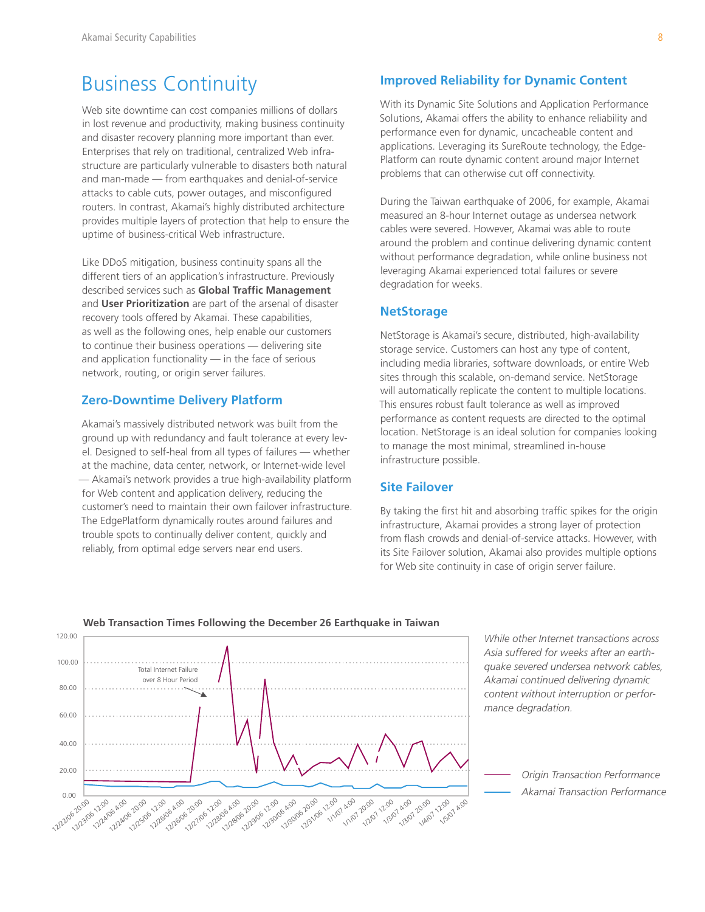# Business Continuity

Web site downtime can cost companies millions of dollars in lost revenue and productivity, making business continuity and disaster recovery planning more important than ever. Enterprises that rely on traditional, centralized Web infrastructure are particularly vulnerable to disasters both natural and man-made — from earthquakes and denial-of-service attacks to cable cuts, power outages, and misconfigured routers. In contrast, Akamai's highly distributed architecture provides multiple layers of protection that help to ensure the uptime of business-critical Web infrastructure.

Like DDoS mitigation, business continuity spans all the different tiers of an application's infrastructure. Previously described services such as **Global Traffic Management** and **User Prioritization** are part of the arsenal of disaster recovery tools offered by Akamai. These capabilities, as well as the following ones, help enable our customers to continue their business operations — delivering site and application functionality — in the face of serious network, routing, or origin server failures.

## Zero-Downtime Delivery Platform

Akamai's massively distributed network was built from the ground up with redundancy and fault tolerance at every level. Designed to self-heal from all types of failures — whether at the machine, data center, network, or Internet-wide level — Akamai's network provides a true high-availability platform for Web content and application delivery, reducing the customer's need to maintain their own failover infrastructure. The EdgePlatform dynamically routes around failures and trouble spots to continually deliver content, quickly and reliably, from optimal edge servers near end users.

## Improved Reliability for Dynamic Content

With its Dynamic Site Solutions and Application Performance Solutions, Akamai offers the ability to enhance reliability and performance even for dynamic, uncacheable content and applications. Leveraging its SureRoute technology, the EdgePlatform can route dynamic content around major Internet problems that can otherwise cut off connectivity.

During the Taiwan earthquake of 2006, for example, Akamai measured an 8-hour Internet outage as undersea network cables were severed. However, Akamai was able to route around the problem and continue delivering dynamic content without performance degradation, while online business not leveraging Akamai experienced total failures or severe degradation for weeks.

## NetStorage

NetStorage is Akamai's secure, distributed, high-availability storage service. Customers can host any type of content, including media libraries, software downloads, or entire Web sites through this scalable, on-demand service. NetStorage will automatically replicate the content to multiple locations. This ensures robust fault tolerance as well as improved performance as content requests are directed to the optimal location. NetStorage is an ideal solution for companies looking to manage the most minimal, streamlined in-house infrastructure possible.

## Site Failover

By taking the first hit and absorbing traffic spikes for the origin infrastructure, Akamai provides a strong layer of protection from flash crowds and denial-of-service attacks. However, with its Site Failover solution, Akamai also provides multiple options for Web site continuity in case of origin server failure.

**Web Transaction Times Following the December 26 Earthquake in Taiwan**

*While other Internet transactions across Asia suffered for weeks after an earthquake severed undersea network cables, Akamai continued delivering dynamic content without interruption or performance degradation.*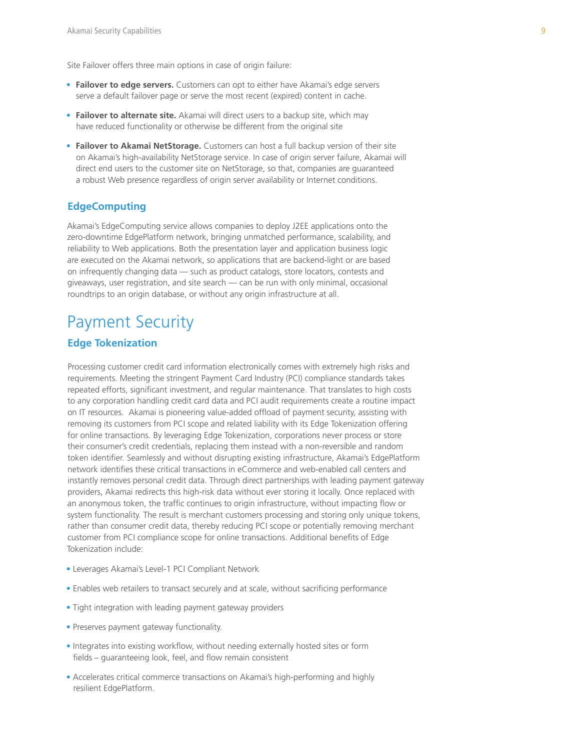Site Failover offers three main options in case of origin failure:

- **Failover to edge servers.** Customers can opt to either have Akamai's edge servers serve a default failover page or serve the most recent (expired) content in cache.
- **Failover to alternate site.** Akamai will direct users to a backup site, which may have reduced functionality or otherwise be different from the original site
- **Failover to Akamai NetStorage.** Customers can host a full backup version of their site on Akamai's high-availability NetStorage service. In case of origin server failure, Akamai will direct end users to the customer site on NetStorage, so that, companies are guaranteed a robust Web presence regardless of origin server availability or Internet conditions.

### EdgeComputing

Akamai's EdgeComputing service allows companies to deploy J2EE applications onto the zero-downtime EdgePlatform network, bringing unmatched performance, scalability, and reliability to Web applications. Both the presentation layer and application business logic are executed on the Akamai network, so applications that are backend-light or are based on infrequently changing data — such as product catalogs, store locators, contests and giveaways, user registration, and site search — can be run with only minimal, occasional roundtrips to an origin database, or without any origin infrastructure at all.

## Payment Security

### Edge Tokenization

Processing customer credit card information electronically comes with extremely high risks and requirements. Meeting the stringent Payment Card Industry (PCI) compliance standards takes repeated efforts, significant investment, and regular maintenance. That translates to high costs to any corporation handling credit card data and PCI audit requirements create a routine impact on IT resources. Akamai is pioneering value-added offload of payment security, assisting with removing its customers from PCI scope and related liability with its Edge Tokenization offering for online transactions. By leveraging Edge Tokenization, corporations never process or store their consumer's credit credentials, replacing them instead with a non-reversible and random token identifier. Seamlessly and without disrupting existing infrastructure, Akamai's EdgePlatform network identifies these critical transactions in eCommerce and web-enabled call centers and instantly removes personal credit data. Through direct partnerships with leading payment gateway providers, Akamai redirects this high-risk data without ever storing it locally. Once replaced with an anonymous token, the traffic continues to origin infrastructure, without impacting flow or system functionality. The result is merchant customers processing and storing only unique tokens, rather than consumer credit data, thereby reducing PCI scope or potentially removing merchant customer from PCI compliance scope for online transactions. Additional benefits of Edge Tokenization include:

- Leverages Akamai's Level-1 PCI Compliant Network
- Enables web retailers to transact securely and at scale, without sacrificing performance
- Tight integration with leading payment gateway providers
- Preserves payment gateway functionality.
- Integrates into existing workflow, without needing externally hosted sites or form fields – guaranteeing look, feel, and flow remain consistent
- Accelerates critical commerce transactions on Akamai's high-performing and highly resilient EdgePlatform.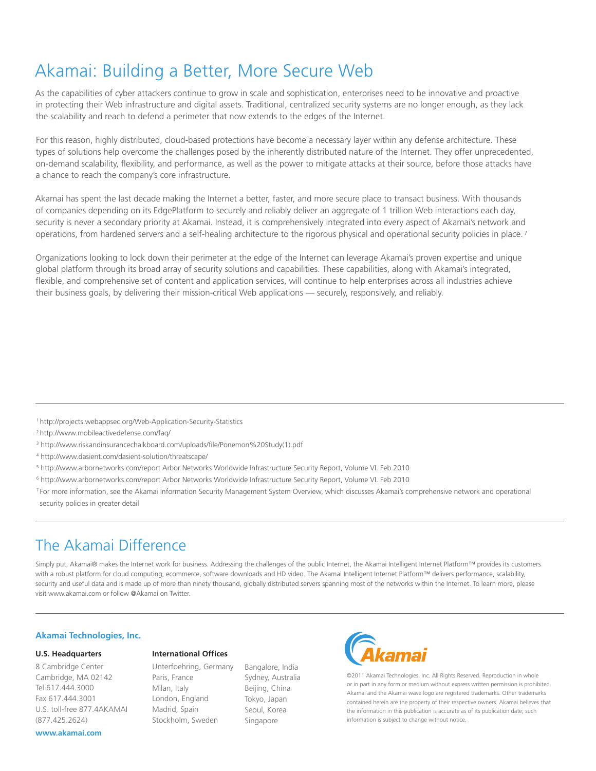## Akamai: Building a Better, More Secure Web

As the capabilities of cyber attackers continue to grow in scale and sophistication, enterprises need to be innovative and proactive in protecting their Web infrastructure and digital assets. Traditional, centralized security systems are no longer enough, as they lack the scalability and reach to defend a perimeter that now extends to the edges of the Internet.

For this reason, highly distributed, cloud-based protections have become a necessary layer within any defense architecture. These types of solutions help overcome the challenges posed by the inherently distributed nature of the Internet. They offer unprecedented, on-demand scalability, flexibility, and performance, as well as the power to mitigate attacks at their source, before those attacks have a chance to reach the company's core infrastructure.

Akamai has spent the last decade making the Internet a better, faster, and more secure place to transact business. With thousands of companies depending on its EdgePlatform to securely and reliably deliver an aggregate of 1 trillion Web interactions each day, security is never a secondary priority at Akamai. Instead, it is comprehensively integrated into every aspect of Akamai's network and operations, from hardened servers and a self-healing architecture to the rigorous physical and operational security policies in place.[7]

Organizations looking to lock down their perimeter at the edge of the Internet can leverage Akamai's proven expertise and unique global platform through its broad array of security solutions and capabilities. These capabilities, along with Akamai's integrated, flexible, and comprehensive set of content and application services, will continue to help enterprises across all industries achieve their business goals, by delivering their mission-critical Web applications — securely, responsively, and reliably.

---

[1] http://projects.webappsec.org/Web-Application-Security-Statistics

[2] http://www.mobileactivedefense.com/faq/

[3] http://www.riskandinsurancechalkboard.com/uploads/file/Ponemon%20Study(1).pdf

[4] http://www.dasient.com/dasient-solution/threatscape/

[5] http://www.arbornetworks.com/report Arbor Networks Worldwide Infrastructure Security Report, Volume VI. Feb 2010

[6] http://www.arbornetworks.com/report Arbor Networks Worldwide Infrastructure Security Report, Volume VI. Feb 2010

[7] For more information, see the Akamai Information Security Management System Overview, which discusses Akamai's comprehensive network and operational security policies in greater detail

---

## The Akamai Difference

Simply put, Akamai® makes the Internet work for business. Addressing the challenges of the public Internet, the Akamai Intelligent Internet Platform™ provides its customers with a robust platform for cloud computing, ecommerce, software downloads and HD video. The Akamai Intelligent Internet Platform™ delivers performance, scalability, security and useful data and is made up of more than ninety thousand, globally distributed servers spanning most of the networks within the Internet. To learn more, please visit www.akamai.com or follow @Akamai on Twitter.

---

**Akamai Technologies, Inc.**

**U.S. Headquarters**

8 Cambridge Center
Cambridge, MA 02142
Tel 617.444.3000
Fax 617.444.3001
U.S. toll-free 877.4AKAMAI
(877.425.2624)

**www.akamai.com**

**International Offices**

Unterfoehring, Germany
Paris, France
Milan, Italy
London, England
Madrid, Spain
Stockholm, Sweden
Bangalore, India
Sydney, Australia
Beijing, China
Tokyo, Japan
Seoul, Korea
Singapore

©2011 Akamai Technologies, Inc. All Rights Reserved. Reproduction in whole or in part in any form or medium without express written permission is prohibited. Akamai and the Akamai wave logo are registered trademarks. Other trademarks contained herein are the property of their respective owners. Akamai believes that the information in this publication is accurate as of its publication date; such information is subject to change without notice.